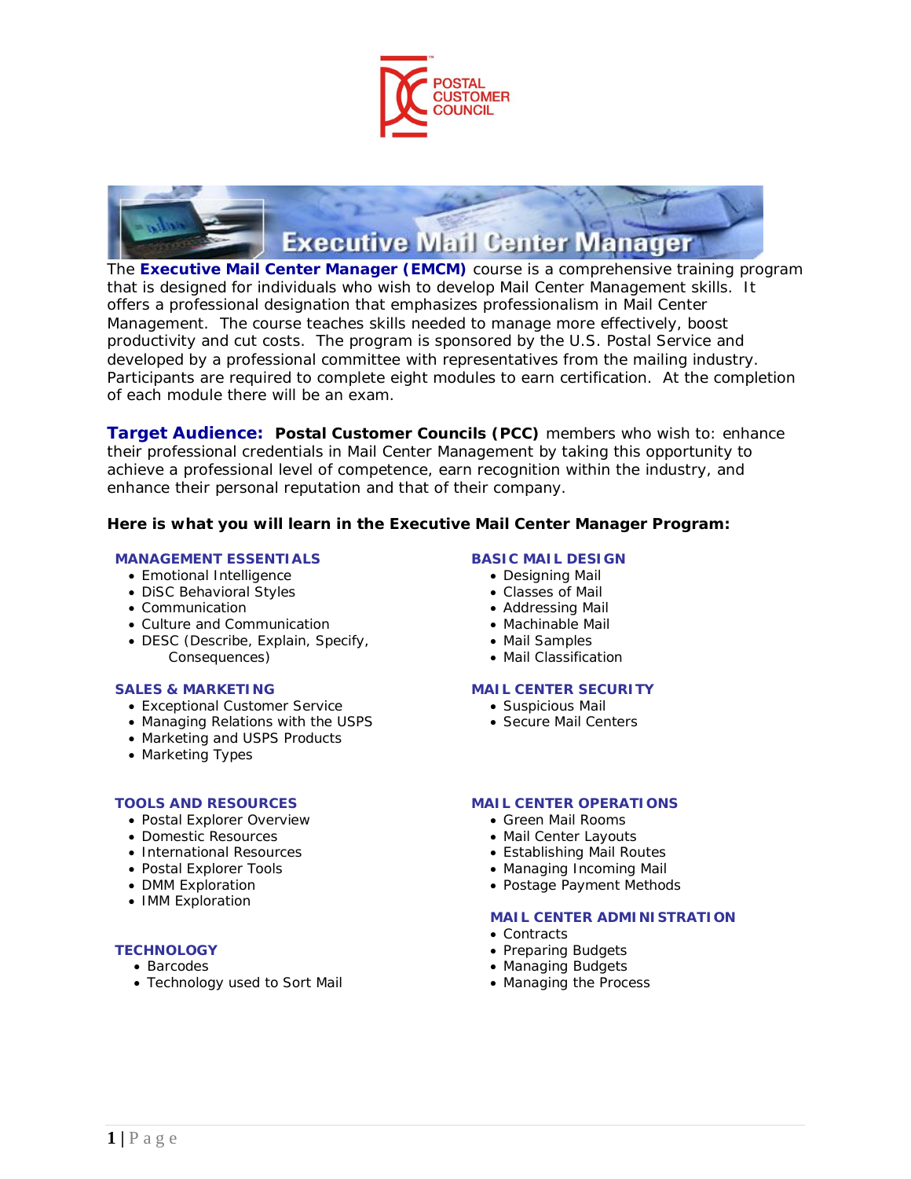POSTAL CUSTOMER COUNCIL

# Executive Mail Center Manager

The **Executive Mail Center Manager (EMCM)** course is a comprehensive training program that is designed for individuals who wish to develop Mail Center Management skills. It offers a professional designation that emphasizes professionalism in Mail Center Management. The course teaches skills needed to manage more effectively, boost productivity and cut costs. The program is sponsored by the U.S. Postal Service and developed by a professional committee with representatives from the mailing industry. Participants are required to complete eight modules to earn certification. At the completion of each module there will be an exam.

**Target Audience:** **Postal Customer Councils (PCC)** members who wish to: enhance their professional credentials in Mail Center Management by taking this opportunity to achieve a professional level of competence, earn recognition within the industry, and enhance their personal reputation and that of their company.

**Here is what you will learn in the Executive Mail Center Manager Program:**

### MANAGEMENT ESSENTIALS

- Emotional Intelligence
- DiSC Behavioral Styles
- Communication
- Culture and Communication
- DESC (Describe, Explain, Specify, Consequences)

### SALES & MARKETING

- Exceptional Customer Service
- Managing Relations with the USPS
- Marketing and USPS Products
- Marketing Types

### TOOLS AND RESOURCES

- Postal Explorer Overview
- Domestic Resources
- International Resources
- Postal Explorer Tools
- DMM Exploration
- IMM Exploration

### TECHNOLOGY

- Barcodes
- Technology used to Sort Mail

### BASIC MAIL DESIGN

- Designing Mail
- Classes of Mail
- Addressing Mail
- Machinable Mail
- Mail Samples
- Mail Classification

### MAIL CENTER SECURITY

- Suspicious Mail
- Secure Mail Centers

### MAIL CENTER OPERATIONS

- Green Mail Rooms
- Mail Center Layouts
- Establishing Mail Routes
- Managing Incoming Mail
- Postage Payment Methods

### MAIL CENTER ADMINISTRATION

- Contracts
- Preparing Budgets
- Managing Budgets
- Managing the Process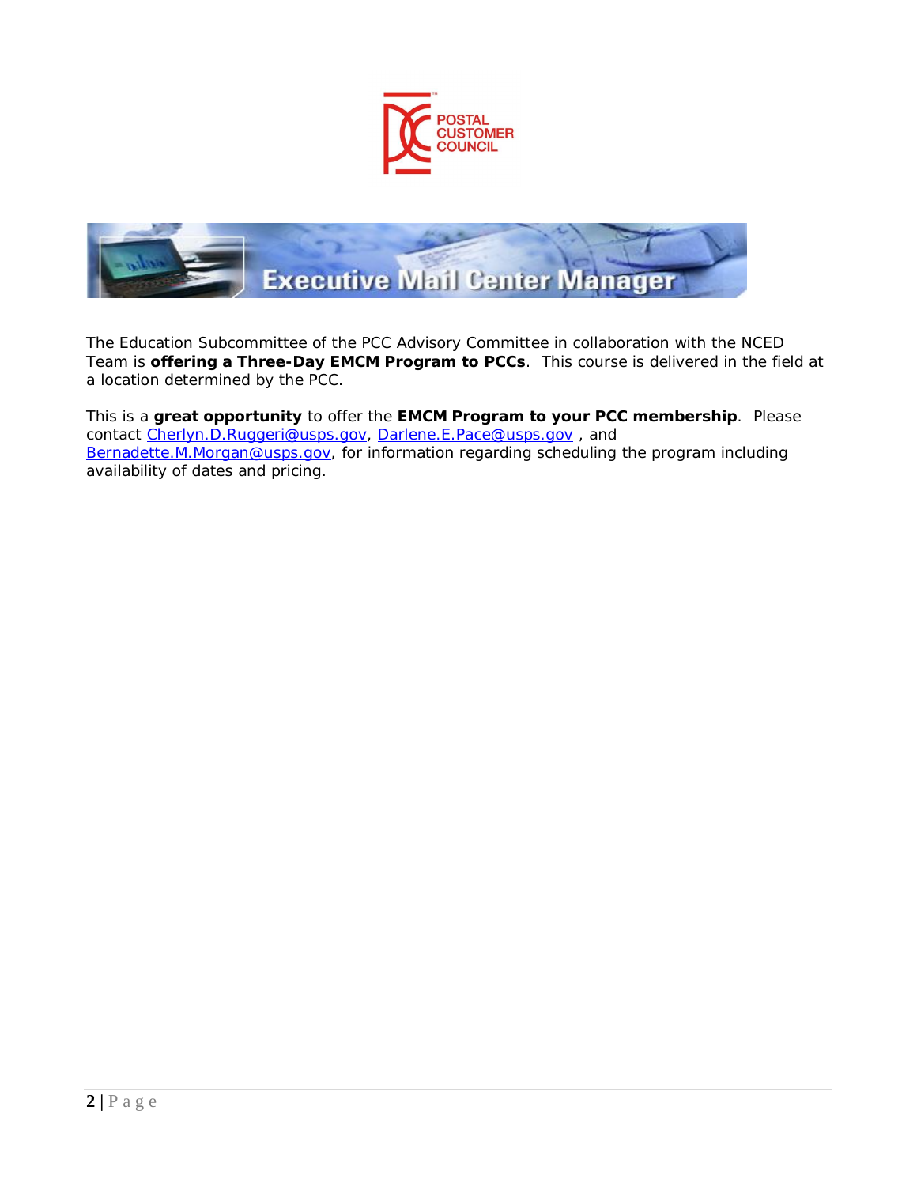POSTAL CUSTOMER COUNCIL

# Executive Mail Center Manager

The Education Subcommittee of the PCC Advisory Committee in collaboration with the NCED Team is **offering a Three-Day EMCM Program to PCCs**. This course is delivered in the field at a location determined by the PCC.

This is a **great opportunity** to offer the **EMCM Program to your PCC membership**. Please contact Cherlyn.D.Ruggeri@usps.gov, Darlene.E.Pace@usps.gov , and Bernadette.M.Morgan@usps.gov, for information regarding scheduling the program including availability of dates and pricing.